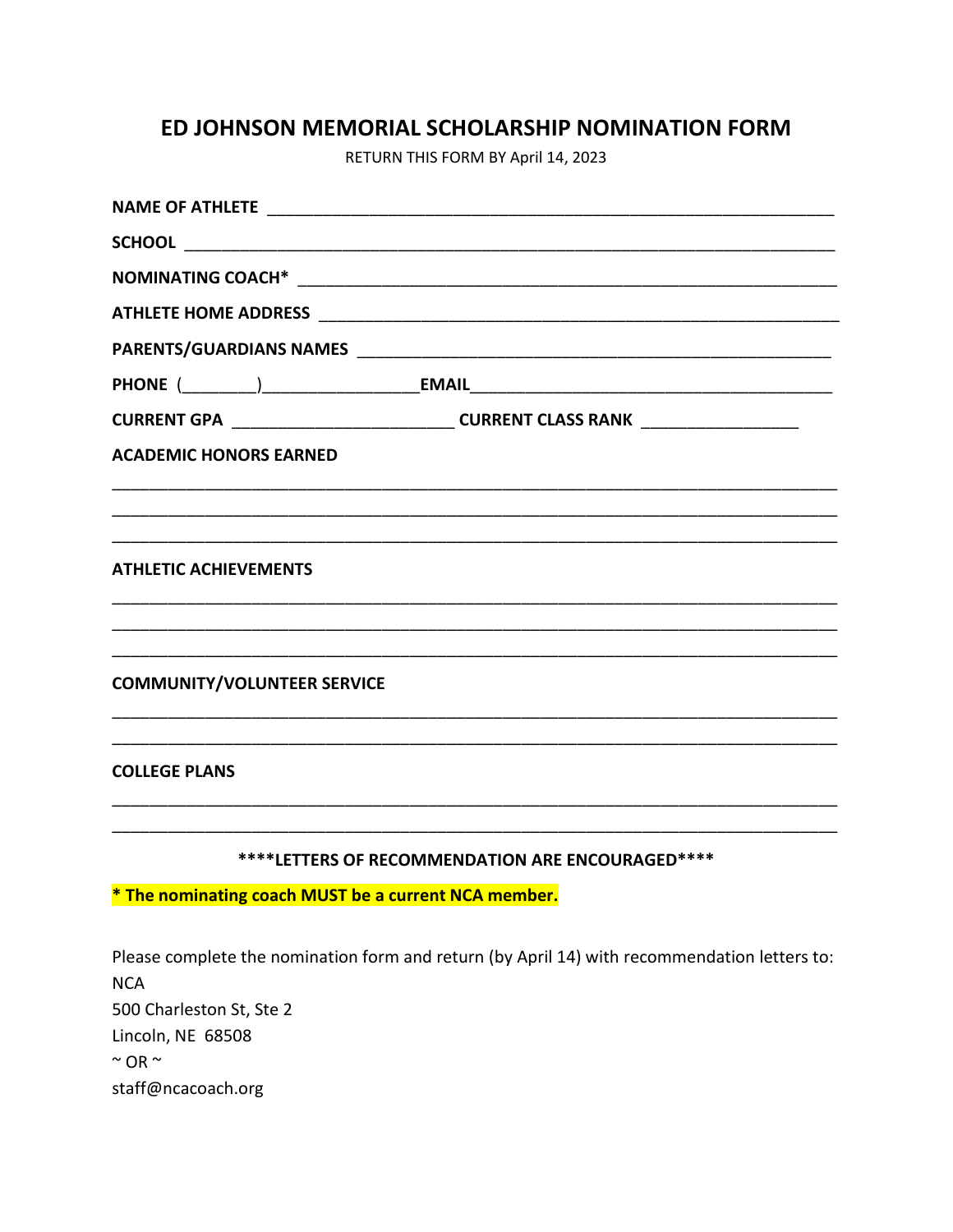# ED JOHNSON MEMORIAL SCHOLARSHIP NOMINATION FORM

RETURN THIS FORM BY April 14, 2023

**NAME OF ATHLETE** ______________________________________________________________

**SCHOOL** ______________________________________________________________________

**NOMINATING COACH*** ____________________________________________________________

**ATHLETE HOME ADDRESS** _________________________________________________________

**PARENTS/GUARDIANS NAMES** ______________________________________________________

**PHONE** (________)________________**EMAIL**_____________________________________

**CURRENT GPA** ______________________ **CURRENT CLASS RANK** ________________

**ACADEMIC HONORS EARNED**

________________________________________________________________________________

________________________________________________________________________________

________________________________________________________________________________

**ATHLETIC ACHIEVEMENTS**

________________________________________________________________________________

________________________________________________________________________________

________________________________________________________________________________

**COMMUNITY/VOLUNTEER SERVICE**

________________________________________________________________________________

________________________________________________________________________________

**COLLEGE PLANS**

________________________________________________________________________________

________________________________________________________________________________

**\*\*\*\*LETTERS OF RECOMMENDATION ARE ENCOURAGED\*\*\*\***

**\* The nominating coach MUST be a current NCA member.**

Please complete the nomination form and return (by April 14) with recommendation letters to:
NCA
500 Charleston St, Ste 2
Lincoln, NE 68508
~ OR ~
staff@ncacoach.org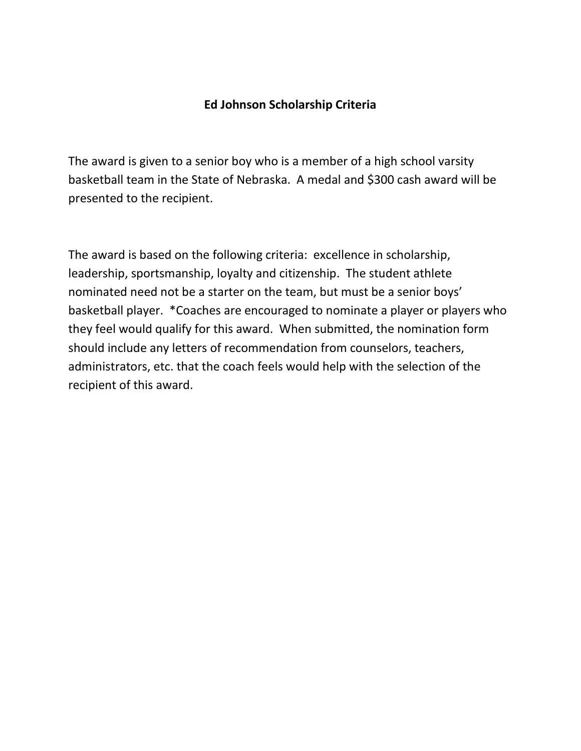## Ed Johnson Scholarship Criteria

The award is given to a senior boy who is a member of a high school varsity basketball team in the State of Nebraska. A medal and $300 cash award will be presented to the recipient.

The award is based on the following criteria: excellence in scholarship, leadership, sportsmanship, loyalty and citizenship. The student athlete nominated need not be a starter on the team, but must be a senior boys' basketball player. *Coaches are encouraged to nominate a player or players who they feel would qualify for this award. When submitted, the nomination form should include any letters of recommendation from counselors, teachers, administrators, etc. that the coach feels would help with the selection of the recipient of this award.